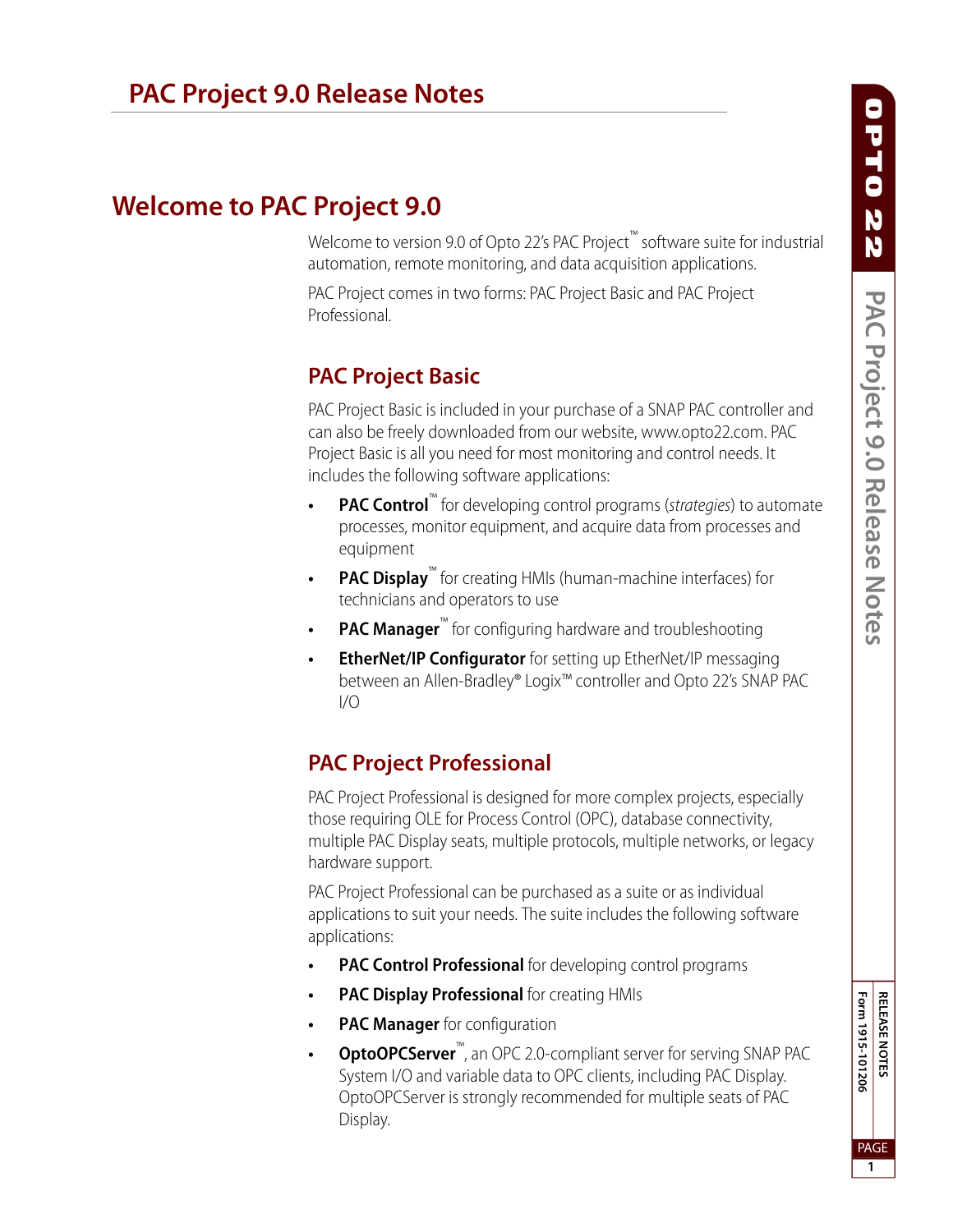# PAC Project 9.0 Release Notes

## Welcome to PAC Project 9.0

Welcome to version 9.0 of Opto 22's PAC Project™ software suite for industrial automation, remote monitoring, and data acquisition applications.

PAC Project comes in two forms: PAC Project Basic and PAC Project Professional.

### PAC Project Basic

PAC Project Basic is included in your purchase of a SNAP PAC controller and can also be freely downloaded from our website, www.opto22.com. PAC Project Basic is all you need for most monitoring and control needs. It includes the following software applications:

- **PAC Control**™ for developing control programs (*strategies*) to automate processes, monitor equipment, and acquire data from processes and equipment
- **PAC Display**™ for creating HMIs (human-machine interfaces) for technicians and operators to use
- **PAC Manager**™ for configuring hardware and troubleshooting
- **EtherNet/IP Configurator** for setting up EtherNet/IP messaging between an Allen-Bradley® Logix™ controller and Opto 22's SNAP PAC I/O

### PAC Project Professional

PAC Project Professional is designed for more complex projects, especially those requiring OLE for Process Control (OPC), database connectivity, multiple PAC Display seats, multiple protocols, multiple networks, or legacy hardware support.

PAC Project Professional can be purchased as a suite or as individual applications to suit your needs. The suite includes the following software applications:

- **PAC Control Professional** for developing control programs
- **PAC Display Professional** for creating HMIs
- **PAC Manager** for configuration
- **OptoOPCServer**™, an OPC 2.0-compliant server for serving SNAP PAC System I/O and variable data to OPC clients, including PAC Display. OptoOPCServer is strongly recommended for multiple seats of PAC Display.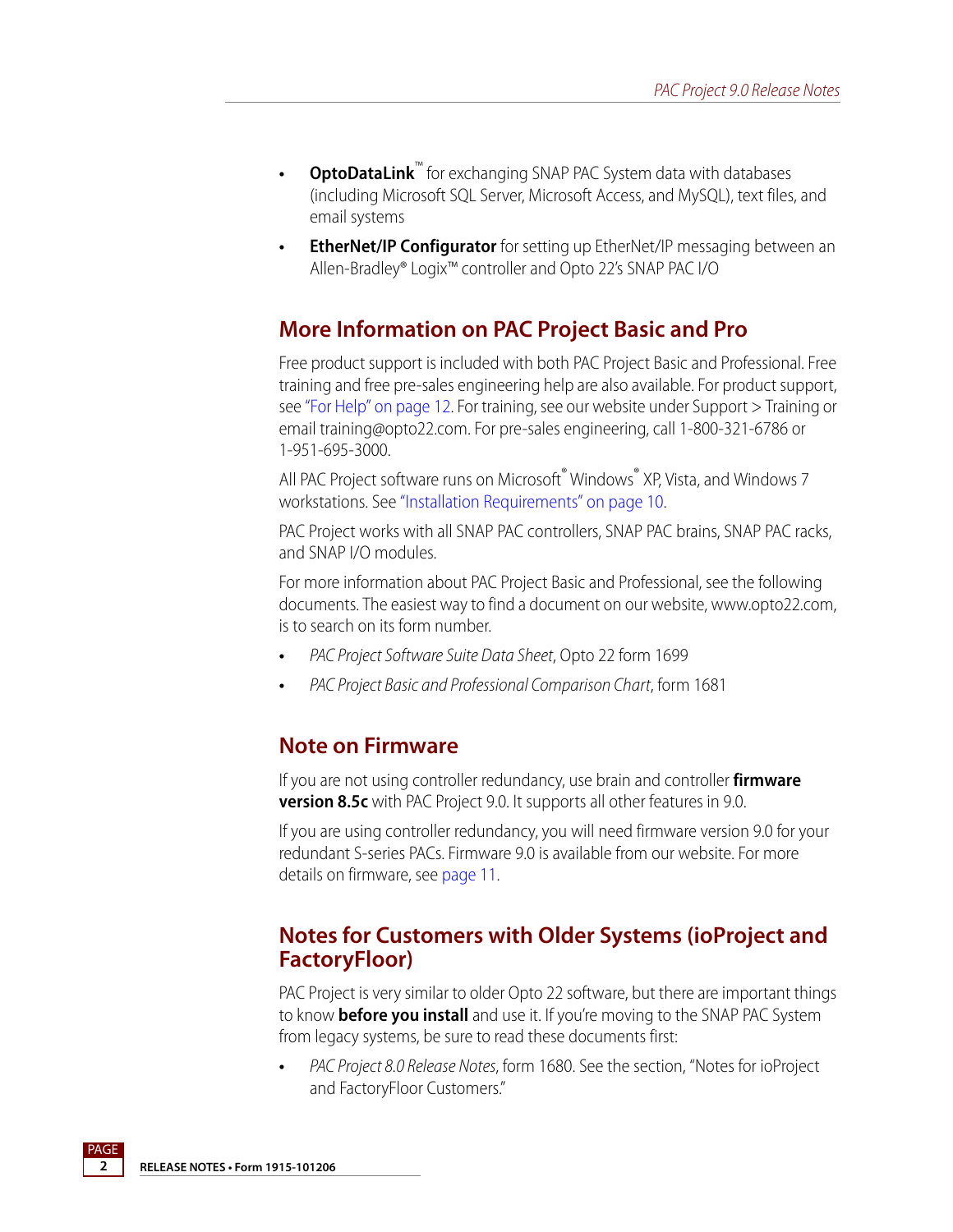- **OptoDataLink**™ for exchanging SNAP PAC System data with databases (including Microsoft SQL Server, Microsoft Access, and MySQL), text files, and email systems
- **EtherNet/IP Configurator** for setting up EtherNet/IP messaging between an Allen-Bradley® Logix™ controller and Opto 22's SNAP PAC I/O

## More Information on PAC Project Basic and Pro

Free product support is included with both PAC Project Basic and Professional. Free training and free pre-sales engineering help are also available. For product support, see "For Help" on page 12. For training, see our website under Support > Training or email training@opto22.com. For pre-sales engineering, call 1-800-321-6786 or 1-951-695-3000.

All PAC Project software runs on Microsoft® Windows® XP, Vista, and Windows 7 workstations. See "Installation Requirements" on page 10.

PAC Project works with all SNAP PAC controllers, SNAP PAC brains, SNAP PAC racks, and SNAP I/O modules.

For more information about PAC Project Basic and Professional, see the following documents. The easiest way to find a document on our website, www.opto22.com, is to search on its form number.

- *PAC Project Software Suite Data Sheet*, Opto 22 form 1699
- *PAC Project Basic and Professional Comparison Chart*, form 1681

## Note on Firmware

If you are not using controller redundancy, use brain and controller **firmware version 8.5c** with PAC Project 9.0. It supports all other features in 9.0.

If you are using controller redundancy, you will need firmware version 9.0 for your redundant S-series PACs. Firmware 9.0 is available from our website. For more details on firmware, see page 11.

## Notes for Customers with Older Systems (ioProject and FactoryFloor)

PAC Project is very similar to older Opto 22 software, but there are important things to know **before you install** and use it. If you're moving to the SNAP PAC System from legacy systems, be sure to read these documents first:

- *PAC Project 8.0 Release Notes*, form 1680. See the section, "Notes for ioProject and FactoryFloor Customers."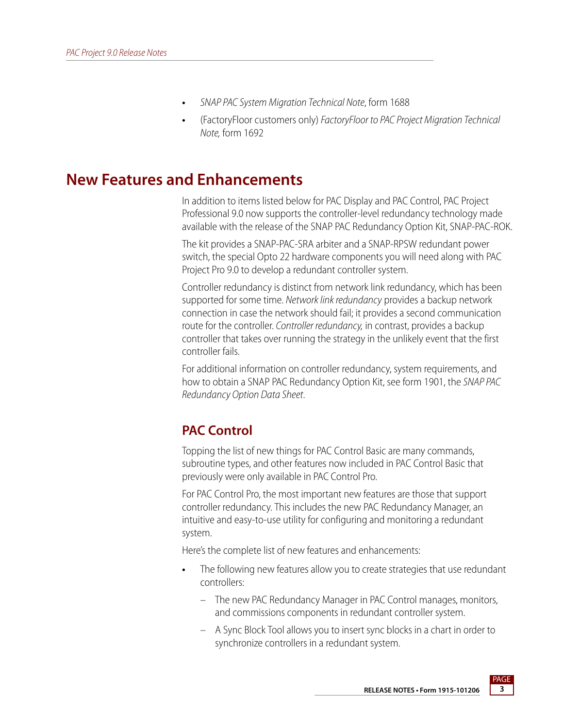- *SNAP PAC System Migration Technical Note*, form 1688
- (FactoryFloor customers only) *FactoryFloor to PAC Project Migration Technical Note,* form 1692

# New Features and Enhancements

In addition to items listed below for PAC Display and PAC Control, PAC Project Professional 9.0 now supports the controller-level redundancy technology made available with the release of the SNAP PAC Redundancy Option Kit, SNAP-PAC-ROK.

The kit provides a SNAP-PAC-SRA arbiter and a SNAP-RPSW redundant power switch, the special Opto 22 hardware components you will need along with PAC Project Pro 9.0 to develop a redundant controller system.

Controller redundancy is distinct from network link redundancy, which has been supported for some time. *Network link redundancy* provides a backup network connection in case the network should fail; it provides a second communication route for the controller. *Controller redundancy,* in contrast, provides a backup controller that takes over running the strategy in the unlikely event that the first controller fails.

For additional information on controller redundancy, system requirements, and how to obtain a SNAP PAC Redundancy Option Kit, see form 1901, the *SNAP PAC Redundancy Option Data Sheet*.

## PAC Control

Topping the list of new things for PAC Control Basic are many commands, subroutine types, and other features now included in PAC Control Basic that previously were only available in PAC Control Pro.

For PAC Control Pro, the most important new features are those that support controller redundancy. This includes the new PAC Redundancy Manager, an intuitive and easy-to-use utility for configuring and monitoring a redundant system.

Here's the complete list of new features and enhancements:

- The following new features allow you to create strategies that use redundant controllers:
  - The new PAC Redundancy Manager in PAC Control manages, monitors, and commissions components in redundant controller system.
  - A Sync Block Tool allows you to insert sync blocks in a chart in order to synchronize controllers in a redundant system.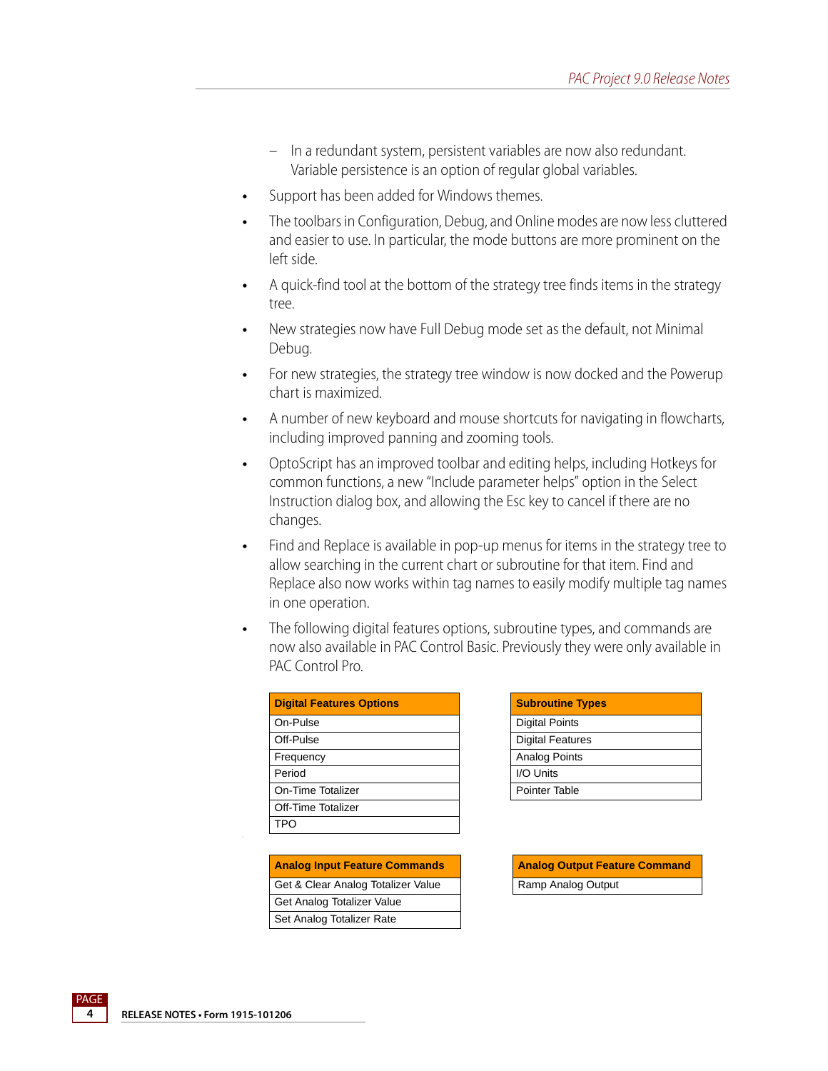- In a redundant system, persistent variables are now also redundant. Variable persistence is an option of regular global variables.

- Support has been added for Windows themes.
- The toolbars in Configuration, Debug, and Online modes are now less cluttered and easier to use. In particular, the mode buttons are more prominent on the left side.
- A quick-find tool at the bottom of the strategy tree finds items in the strategy tree.
- New strategies now have Full Debug mode set as the default, not Minimal Debug.
- For new strategies, the strategy tree window is now docked and the Powerup chart is maximized.
- A number of new keyboard and mouse shortcuts for navigating in flowcharts, including improved panning and zooming tools.
- OptoScript has an improved toolbar and editing helps, including Hotkeys for common functions, a new "Include parameter helps" option in the Select Instruction dialog box, and allowing the Esc key to cancel if there are no changes.
- Find and Replace is available in pop-up menus for items in the strategy tree to allow searching in the current chart or subroutine for that item. Find and Replace also now works within tag names to easily modify multiple tag names in one operation.
- The following digital features options, subroutine types, and commands are now also available in PAC Control Basic. Previously they were only available in PAC Control Pro.

| Digital Features Options |
| --- |
| On-Pulse |
| Off-Pulse |
| Frequency |
| Period |
| On-Time Totalizer |
| Off-Time Totalizer |
| TPO |

| Subroutine Types |
| --- |
| Digital Points |
| Digital Features |
| Analog Points |
| I/O Units |
| Pointer Table |

| Analog Input Feature Commands |
| --- |
| Get & Clear Analog Totalizer Value |
| Get Analog Totalizer Value |
| Set Analog Totalizer Rate |

| Analog Output Feature Command |
| --- |
| Ramp Analog Output |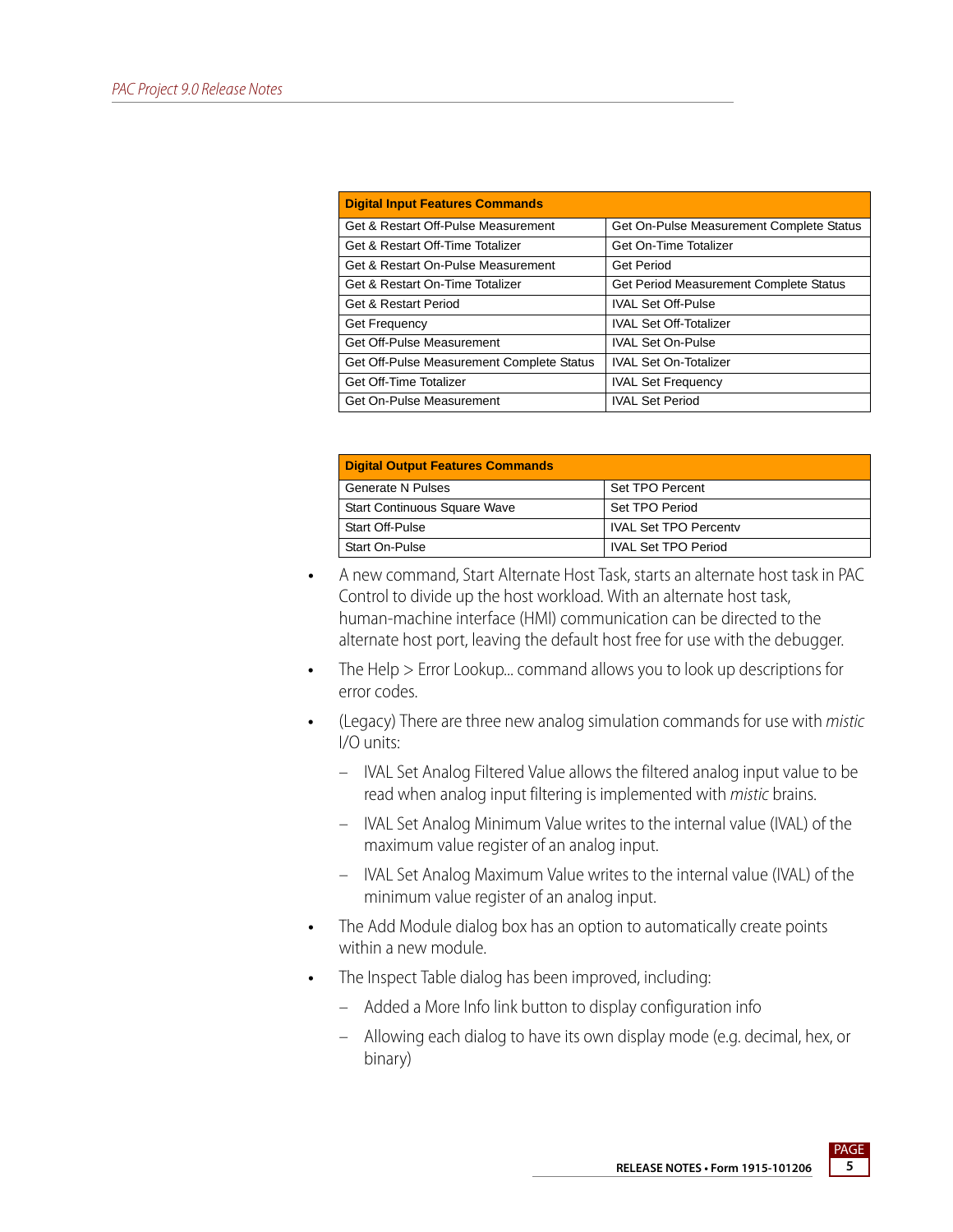| Digital Input Features Commands | |
|---|---|
| Get & Restart Off-Pulse Measurement | Get On-Pulse Measurement Complete Status |
| Get & Restart Off-Time Totalizer | Get On-Time Totalizer |
| Get & Restart On-Pulse Measurement | Get Period |
| Get & Restart On-Time Totalizer | Get Period Measurement Complete Status |
| Get & Restart Period | IVAL Set Off-Pulse |
| Get Frequency | IVAL Set Off-Totalizer |
| Get Off-Pulse Measurement | IVAL Set On-Pulse |
| Get Off-Pulse Measurement Complete Status | IVAL Set On-Totalizer |
| Get Off-Time Totalizer | IVAL Set Frequency |
| Get On-Pulse Measurement | IVAL Set Period |

| Digital Output Features Commands | |
|---|---|
| Generate N Pulses | Set TPO Percent |
| Start Continuous Square Wave | Set TPO Period |
| Start Off-Pulse | IVAL Set TPO Percentv |
| Start On-Pulse | IVAL Set TPO Period |

- A new command, Start Alternate Host Task, starts an alternate host task in PAC Control to divide up the host workload. With an alternate host task, human-machine interface (HMI) communication can be directed to the alternate host port, leaving the default host free for use with the debugger.
- The Help > Error Lookup... command allows you to look up descriptions for error codes.
- (Legacy) There are three new analog simulation commands for use with *mistic* I/O units:
  - IVAL Set Analog Filtered Value allows the filtered analog input value to be read when analog input filtering is implemented with *mistic* brains.
  - IVAL Set Analog Minimum Value writes to the internal value (IVAL) of the maximum value register of an analog input.
  - IVAL Set Analog Maximum Value writes to the internal value (IVAL) of the minimum value register of an analog input.
- The Add Module dialog box has an option to automatically create points within a new module.
- The Inspect Table dialog has been improved, including:
  - Added a More Info link button to display configuration info
  - Allowing each dialog to have its own display mode (e.g. decimal, hex, or binary)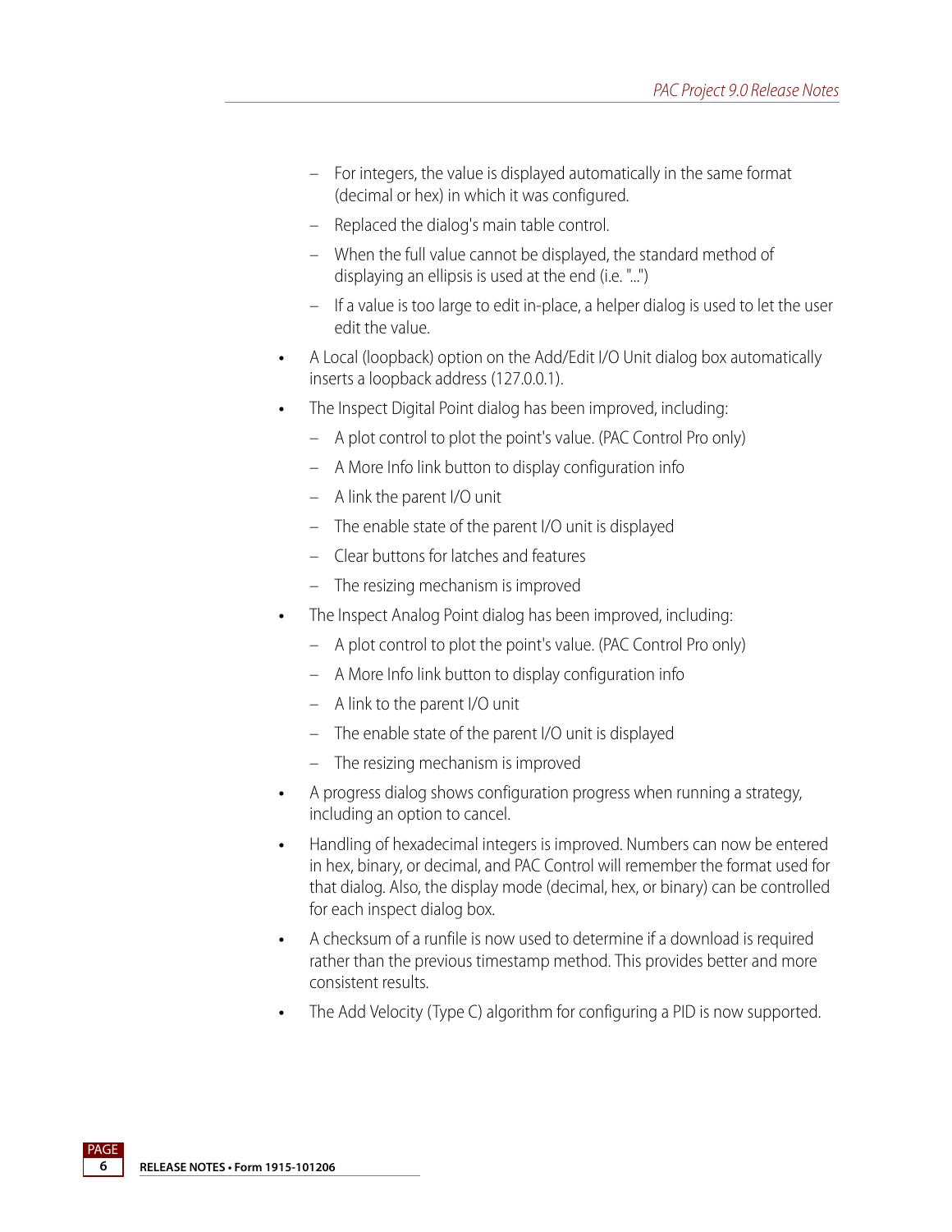- For integers, the value is displayed automatically in the same format (decimal or hex) in which it was configured.
  - Replaced the dialog's main table control.
  - When the full value cannot be displayed, the standard method of displaying an ellipsis is used at the end (i.e. "...")
  - If a value is too large to edit in-place, a helper dialog is used to let the user edit the value.
- A Local (loopback) option on the Add/Edit I/O Unit dialog box automatically inserts a loopback address (127.0.0.1).
- The Inspect Digital Point dialog has been improved, including:
  - A plot control to plot the point's value. (PAC Control Pro only)
  - A More Info link button to display configuration info
  - A link the parent I/O unit
  - The enable state of the parent I/O unit is displayed
  - Clear buttons for latches and features
  - The resizing mechanism is improved
- The Inspect Analog Point dialog has been improved, including:
  - A plot control to plot the point's value. (PAC Control Pro only)
  - A More Info link button to display configuration info
  - A link to the parent I/O unit
  - The enable state of the parent I/O unit is displayed
  - The resizing mechanism is improved
- A progress dialog shows configuration progress when running a strategy, including an option to cancel.
- Handling of hexadecimal integers is improved. Numbers can now be entered in hex, binary, or decimal, and PAC Control will remember the format used for that dialog. Also, the display mode (decimal, hex, or binary) can be controlled for each inspect dialog box.
- A checksum of a runfile is now used to determine if a download is required rather than the previous timestamp method. This provides better and more consistent results.
- The Add Velocity (Type C) algorithm for configuring a PID is now supported.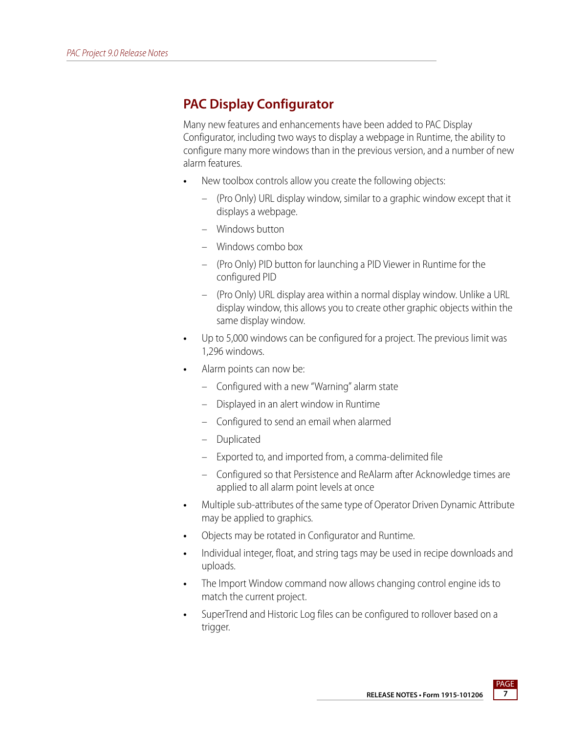## PAC Display Configurator

Many new features and enhancements have been added to PAC Display Configurator, including two ways to display a webpage in Runtime, the ability to configure many more windows than in the previous version, and a number of new alarm features.

- New toolbox controls allow you create the following objects:
  - (Pro Only) URL display window, similar to a graphic window except that it displays a webpage.
  - Windows button
  - Windows combo box
  - (Pro Only) PID button for launching a PID Viewer in Runtime for the configured PID
  - (Pro Only) URL display area within a normal display window. Unlike a URL display window, this allows you to create other graphic objects within the same display window.
- Up to 5,000 windows can be configured for a project. The previous limit was 1,296 windows.
- Alarm points can now be:
  - Configured with a new "Warning" alarm state
  - Displayed in an alert window in Runtime
  - Configured to send an email when alarmed
  - Duplicated
  - Exported to, and imported from, a comma-delimited file
  - Configured so that Persistence and ReAlarm after Acknowledge times are applied to all alarm point levels at once
- Multiple sub-attributes of the same type of Operator Driven Dynamic Attribute may be applied to graphics.
- Objects may be rotated in Configurator and Runtime.
- Individual integer, float, and string tags may be used in recipe downloads and uploads.
- The Import Window command now allows changing control engine ids to match the current project.
- SuperTrend and Historic Log files can be configured to rollover based on a trigger.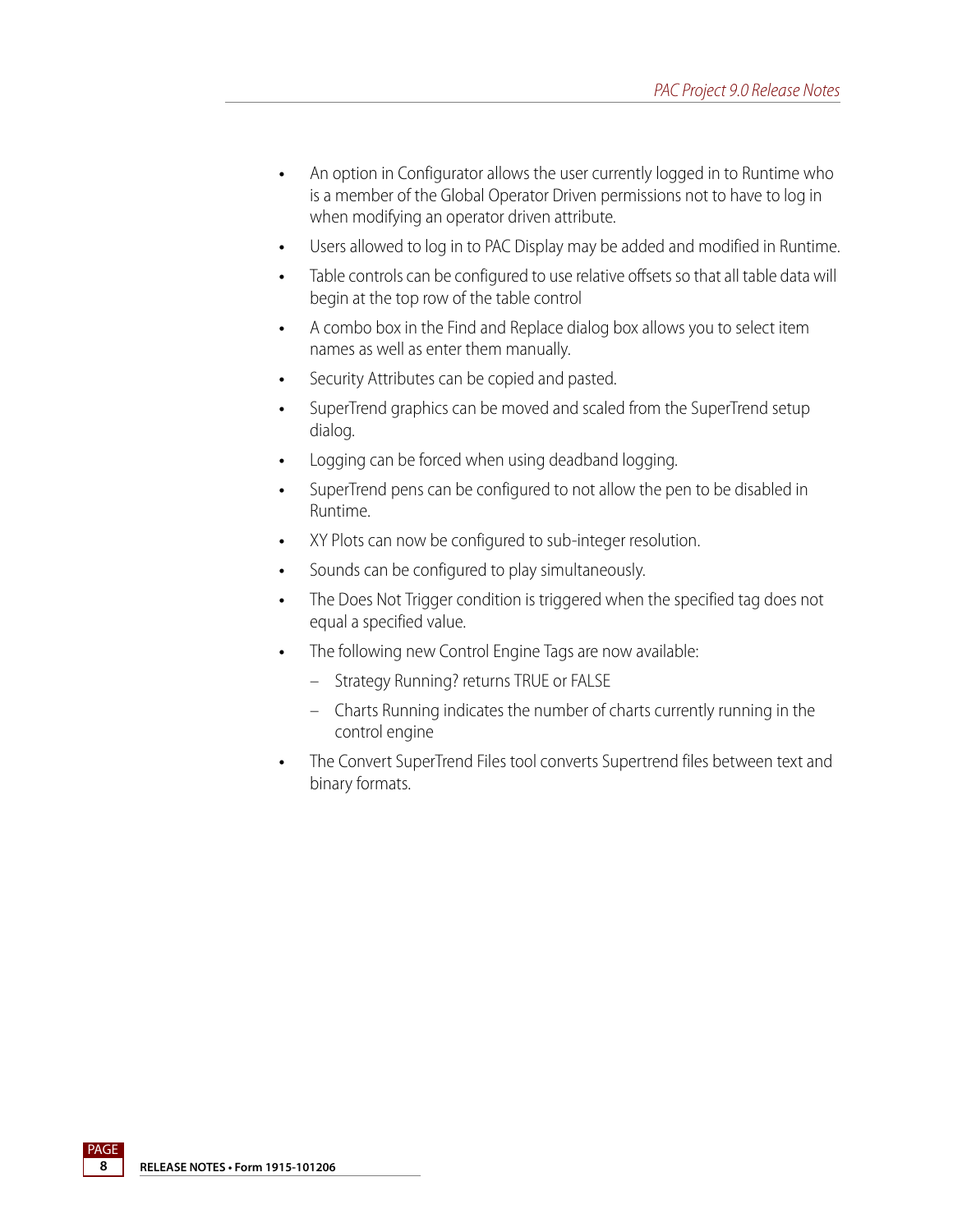- An option in Configurator allows the user currently logged in to Runtime who is a member of the Global Operator Driven permissions not to have to log in when modifying an operator driven attribute.
- Users allowed to log in to PAC Display may be added and modified in Runtime.
- Table controls can be configured to use relative offsets so that all table data will begin at the top row of the table control
- A combo box in the Find and Replace dialog box allows you to select item names as well as enter them manually.
- Security Attributes can be copied and pasted.
- SuperTrend graphics can be moved and scaled from the SuperTrend setup dialog.
- Logging can be forced when using deadband logging.
- SuperTrend pens can be configured to not allow the pen to be disabled in Runtime.
- XY Plots can now be configured to sub-integer resolution.
- Sounds can be configured to play simultaneously.
- The Does Not Trigger condition is triggered when the specified tag does not equal a specified value.
- The following new Control Engine Tags are now available:
  - Strategy Running? returns TRUE or FALSE
  - Charts Running indicates the number of charts currently running in the control engine
- The Convert SuperTrend Files tool converts Supertrend files between text and binary formats.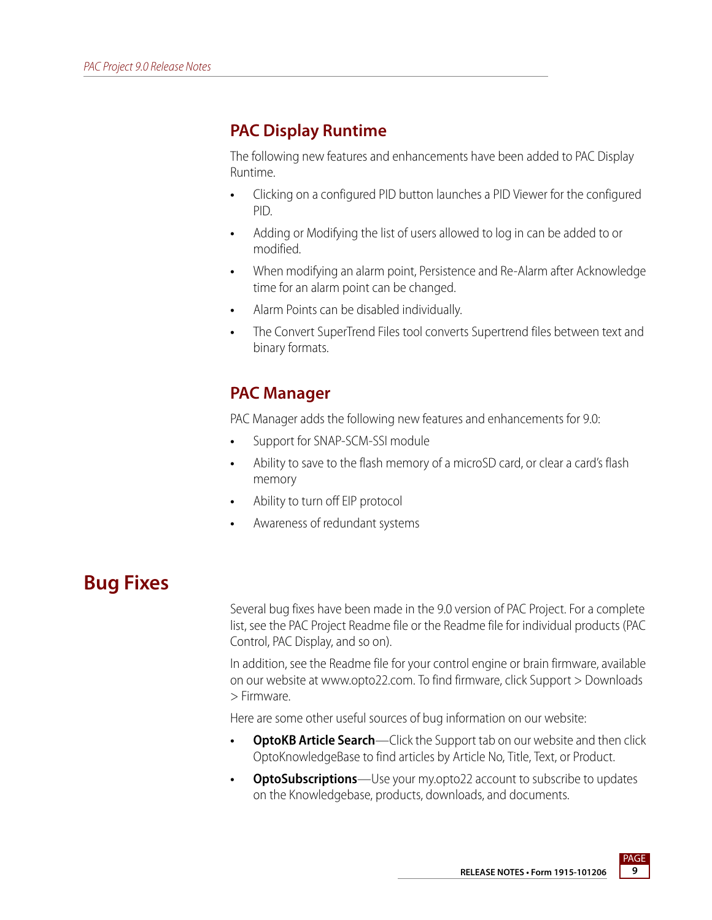### PAC Display Runtime

The following new features and enhancements have been added to PAC Display Runtime.

- Clicking on a configured PID button launches a PID Viewer for the configured PID.
- Adding or Modifying the list of users allowed to log in can be added to or modified.
- When modifying an alarm point, Persistence and Re-Alarm after Acknowledge time for an alarm point can be changed.
- Alarm Points can be disabled individually.
- The Convert SuperTrend Files tool converts Supertrend files between text and binary formats.

### PAC Manager

PAC Manager adds the following new features and enhancements for 9.0:

- Support for SNAP-SCM-SSI module
- Ability to save to the flash memory of a microSD card, or clear a card's flash memory
- Ability to turn off EIP protocol
- Awareness of redundant systems

## Bug Fixes

Several bug fixes have been made in the 9.0 version of PAC Project. For a complete list, see the PAC Project Readme file or the Readme file for individual products (PAC Control, PAC Display, and so on).

In addition, see the Readme file for your control engine or brain firmware, available on our website at www.opto22.com. To find firmware, click Support > Downloads > Firmware.

Here are some other useful sources of bug information on our website:

- **OptoKB Article Search**—Click the Support tab on our website and then click OptoKnowledgeBase to find articles by Article No, Title, Text, or Product.
- **OptoSubscriptions**—Use your my.opto22 account to subscribe to updates on the Knowledgebase, products, downloads, and documents.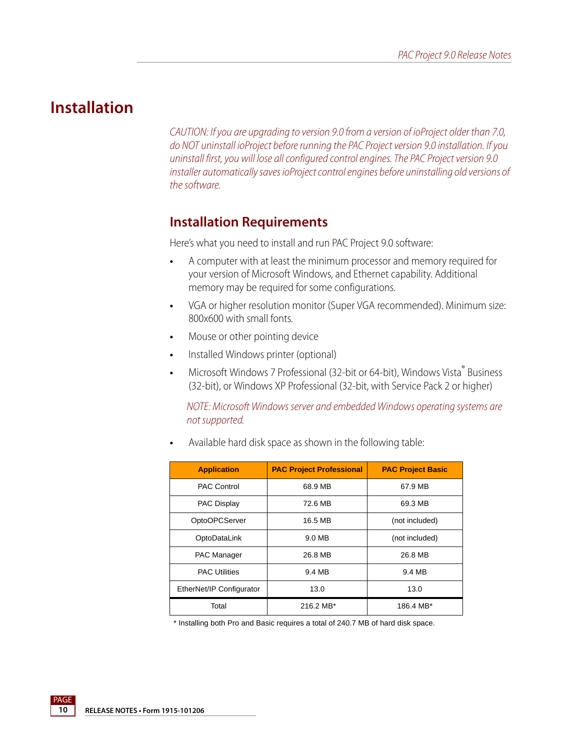# Installation

*CAUTION: If you are upgrading to version 9.0 from a version of ioProject older than 7.0, do NOT uninstall ioProject before running the PAC Project version 9.0 installation. If you uninstall first, you will lose all configured control engines. The PAC Project version 9.0 installer automatically saves ioProject control engines before uninstalling old versions of the software.*

## Installation Requirements

Here's what you need to install and run PAC Project 9.0 software:

- A computer with at least the minimum processor and memory required for your version of Microsoft Windows, and Ethernet capability. Additional memory may be required for some configurations.
- VGA or higher resolution monitor (Super VGA recommended). Minimum size: 800x600 with small fonts.
- Mouse or other pointing device
- Installed Windows printer (optional)
- Microsoft Windows 7 Professional (32-bit or 64-bit), Windows Vista® Business (32-bit), or Windows XP Professional (32-bit, with Service Pack 2 or higher)

  *NOTE: Microsoft Windows server and embedded Windows operating systems are not supported.*

- Available hard disk space as shown in the following table:

| Application | PAC Project Professional | PAC Project Basic |
|---|---|---|
| PAC Control | 68.9 MB | 67.9 MB |
| PAC Display | 72.6 MB | 69.3 MB |
| OptoOPCServer | 16.5 MB | (not included) |
| OptoDataLink | 9.0 MB | (not included) |
| PAC Manager | 26.8 MB | 26.8 MB |
| PAC Utilities | 9.4 MB | 9.4 MB |
| EtherNet/IP Configurator | 13.0 | 13.0 |
| Total | 216.2 MB* | 186.4 MB* |

\* Installing both Pro and Basic requires a total of 240.7 MB of hard disk space.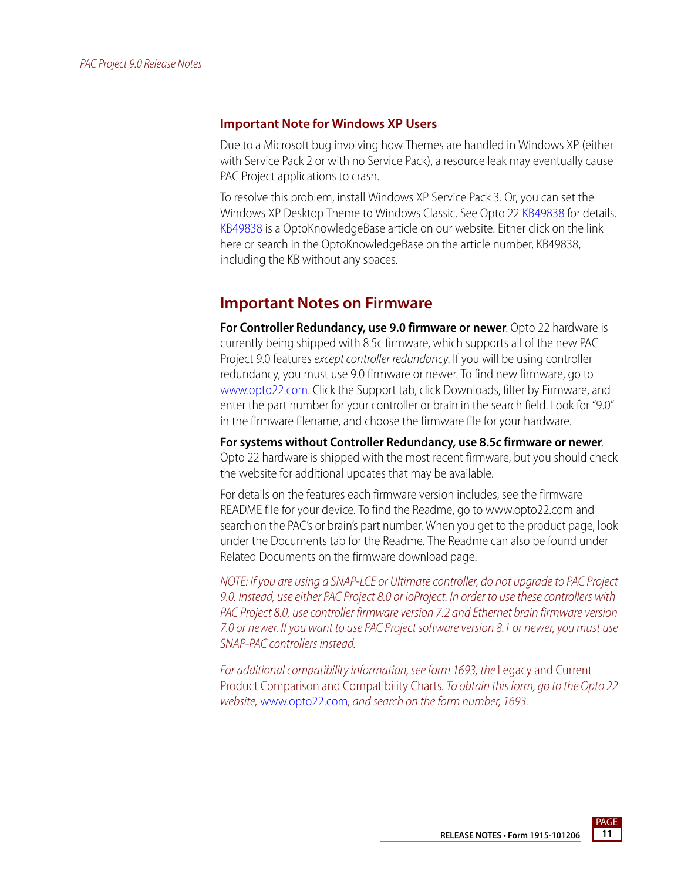### Important Note for Windows XP Users

Due to a Microsoft bug involving how Themes are handled in Windows XP (either with Service Pack 2 or with no Service Pack), a resource leak may eventually cause PAC Project applications to crash.

To resolve this problem, install Windows XP Service Pack 3. Or, you can set the Windows XP Desktop Theme to Windows Classic. See Opto 22 KB49838 for details. KB49838 is a OptoKnowledgeBase article on our website. Either click on the link here or search in the OptoKnowledgeBase on the article number, KB49838, including the KB without any spaces.

## Important Notes on Firmware

**For Controller Redundancy, use 9.0 firmware or newer**. Opto 22 hardware is currently being shipped with 8.5c firmware, which supports all of the new PAC Project 9.0 features *except controller redundancy*. If you will be using controller redundancy, you must use 9.0 firmware or newer. To find new firmware, go to www.opto22.com. Click the Support tab, click Downloads, filter by Firmware, and enter the part number for your controller or brain in the search field. Look for "9.0" in the firmware filename, and choose the firmware file for your hardware.

**For systems without Controller Redundancy, use 8.5c firmware or newer**. Opto 22 hardware is shipped with the most recent firmware, but you should check the website for additional updates that may be available.

For details on the features each firmware version includes, see the firmware README file for your device. To find the Readme, go to www.opto22.com and search on the PAC's or brain's part number. When you get to the product page, look under the Documents tab for the Readme. The Readme can also be found under Related Documents on the firmware download page.

*NOTE: If you are using a SNAP-LCE or Ultimate controller, do not upgrade to PAC Project 9.0. Instead, use either PAC Project 8.0 or ioProject. In order to use these controllers with PAC Project 8.0, use controller firmware version 7.2 and Ethernet brain firmware version 7.0 or newer. If you want to use PAC Project software version 8.1 or newer, you must use SNAP-PAC controllers instead.*

*For additional compatibility information, see form 1693, the* Legacy and Current Product Comparison and Compatibility Charts*. To obtain this form, go to the Opto 22 website,* www.opto22.com*, and search on the form number, 1693.*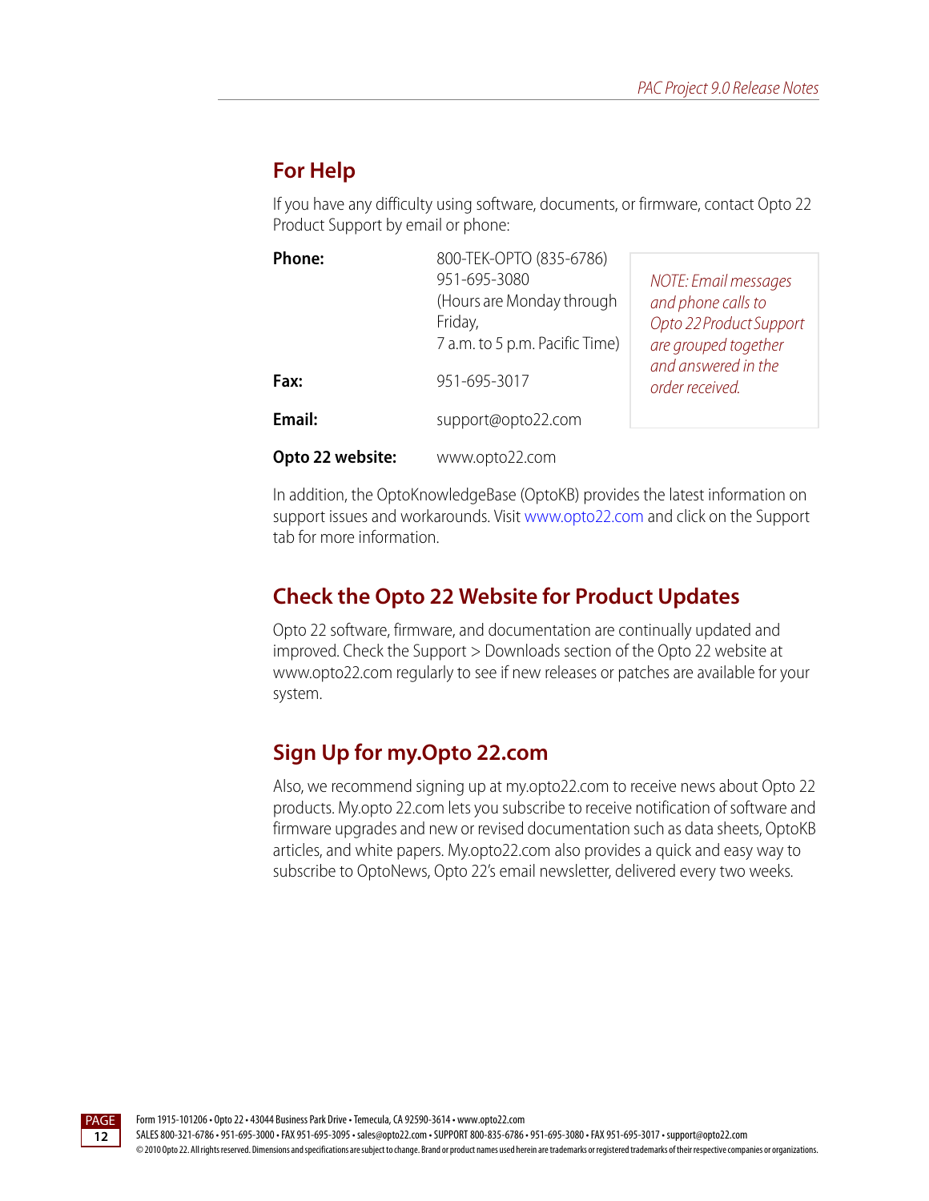## For Help

If you have any difficulty using software, documents, or firmware, contact Opto 22 Product Support by email or phone:

| | |
|---|---|
| **Phone:** | 800-TEK-OPTO (835-6786)<br>951-695-3080<br>(Hours are Monday through Friday,<br>7 a.m. to 5 p.m. Pacific Time) |
| **Fax:** | 951-695-3017 |
| **Email:** | support@opto22.com |
| **Opto 22 website:** | www.opto22.com |

*NOTE: Email messages and phone calls to Opto 22 Product Support are grouped together and answered in the order received.*

In addition, the OptoKnowledgeBase (OptoKB) provides the latest information on support issues and workarounds. Visit www.opto22.com and click on the Support tab for more information.

## Check the Opto 22 Website for Product Updates

Opto 22 software, firmware, and documentation are continually updated and improved. Check the Support > Downloads section of the Opto 22 website at www.opto22.com regularly to see if new releases or patches are available for your system.

## Sign Up for my.Opto 22.com

Also, we recommend signing up at my.opto22.com to receive news about Opto 22 products. My.opto 22.com lets you subscribe to receive notification of software and firmware upgrades and new or revised documentation such as data sheets, OptoKB articles, and white papers. My.opto22.com also provides a quick and easy way to subscribe to OptoNews, Opto 22's email newsletter, delivered every two weeks.